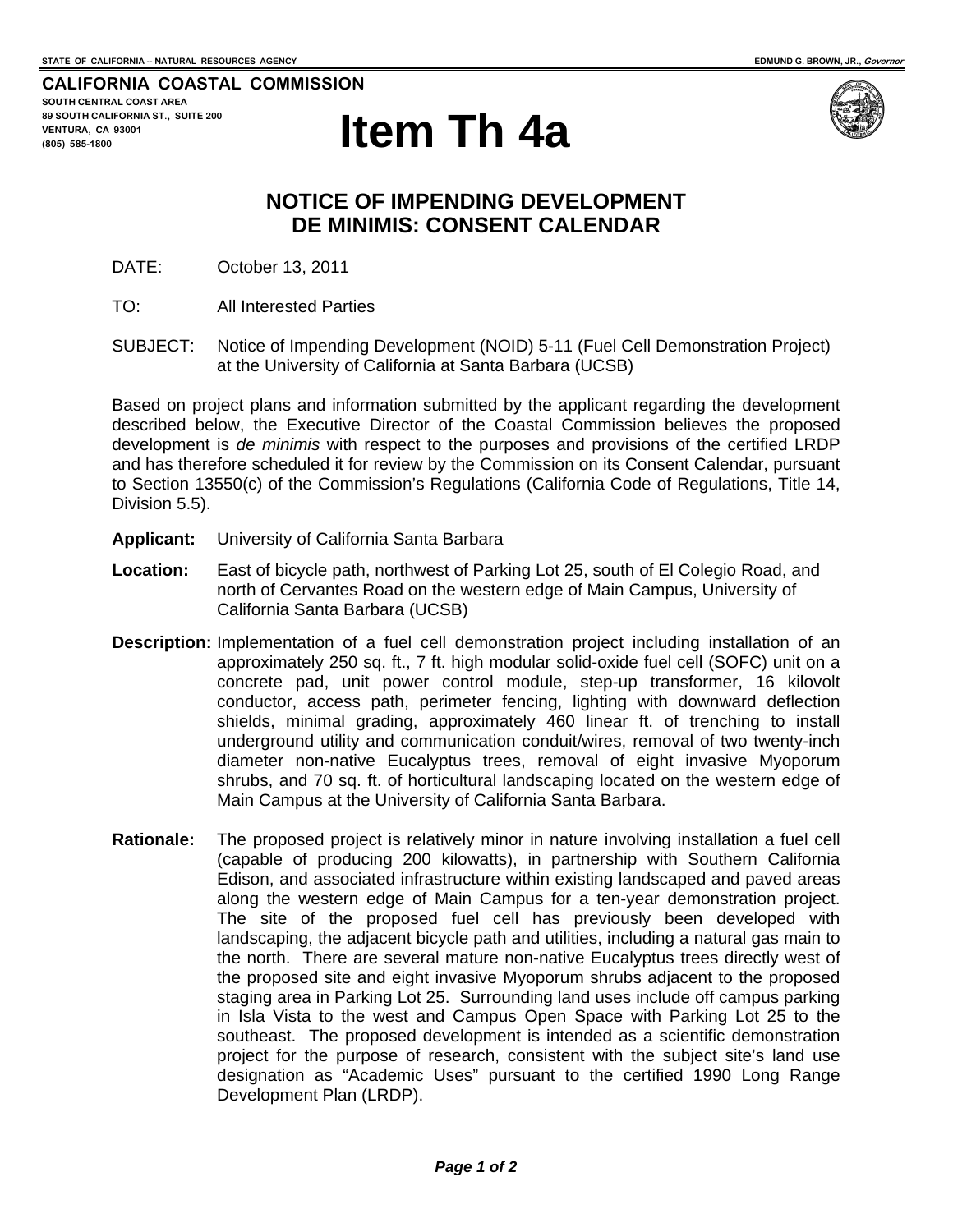STATE OF CALIFORNIA -- NATURAL RESOURCES AGENCY

EDMUND G. BROWN, JR., *Governor*

**CALIFORNIA COASTAL COMMISSION**
SOUTH CENTRAL COAST AREA
89 SOUTH CALIFORNIA ST., SUITE 200
VENTURA, CA 93001
(805) 585-1800

# Item Th 4a

## NOTICE OF IMPENDING DEVELOPMENT DE MINIMIS: CONSENT CALENDAR

DATE: October 13, 2011

TO: All Interested Parties

SUBJECT: Notice of Impending Development (NOID) 5-11 (Fuel Cell Demonstration Project) at the University of California at Santa Barbara (UCSB)

Based on project plans and information submitted by the applicant regarding the development described below, the Executive Director of the Coastal Commission believes the proposed development is *de minimis* with respect to the purposes and provisions of the certified LRDP and has therefore scheduled it for review by the Commission on its Consent Calendar, pursuant to Section 13550(c) of the Commission's Regulations (California Code of Regulations, Title 14, Division 5.5).

**Applicant:** University of California Santa Barbara

**Location:** East of bicycle path, northwest of Parking Lot 25, south of El Colegio Road, and north of Cervantes Road on the western edge of Main Campus, University of California Santa Barbara (UCSB)

**Description:** Implementation of a fuel cell demonstration project including installation of an approximately 250 sq. ft., 7 ft. high modular solid-oxide fuel cell (SOFC) unit on a concrete pad, unit power control module, step-up transformer, 16 kilovolt conductor, access path, perimeter fencing, lighting with downward deflection shields, minimal grading, approximately 460 linear ft. of trenching to install underground utility and communication conduit/wires, removal of two twenty-inch diameter non-native Eucalyptus trees, removal of eight invasive Myoporum shrubs, and 70 sq. ft. of horticultural landscaping located on the western edge of Main Campus at the University of California Santa Barbara.

**Rationale:** The proposed project is relatively minor in nature involving installation a fuel cell (capable of producing 200 kilowatts), in partnership with Southern California Edison, and associated infrastructure within existing landscaped and paved areas along the western edge of Main Campus for a ten-year demonstration project. The site of the proposed fuel cell has previously been developed with landscaping, the adjacent bicycle path and utilities, including a natural gas main to the north. There are several mature non-native Eucalyptus trees directly west of the proposed site and eight invasive Myoporum shrubs adjacent to the proposed staging area in Parking Lot 25. Surrounding land uses include off campus parking in Isla Vista to the west and Campus Open Space with Parking Lot 25 to the southeast. The proposed development is intended as a scientific demonstration project for the purpose of research, consistent with the subject site's land use designation as "Academic Uses" pursuant to the certified 1990 Long Range Development Plan (LRDP).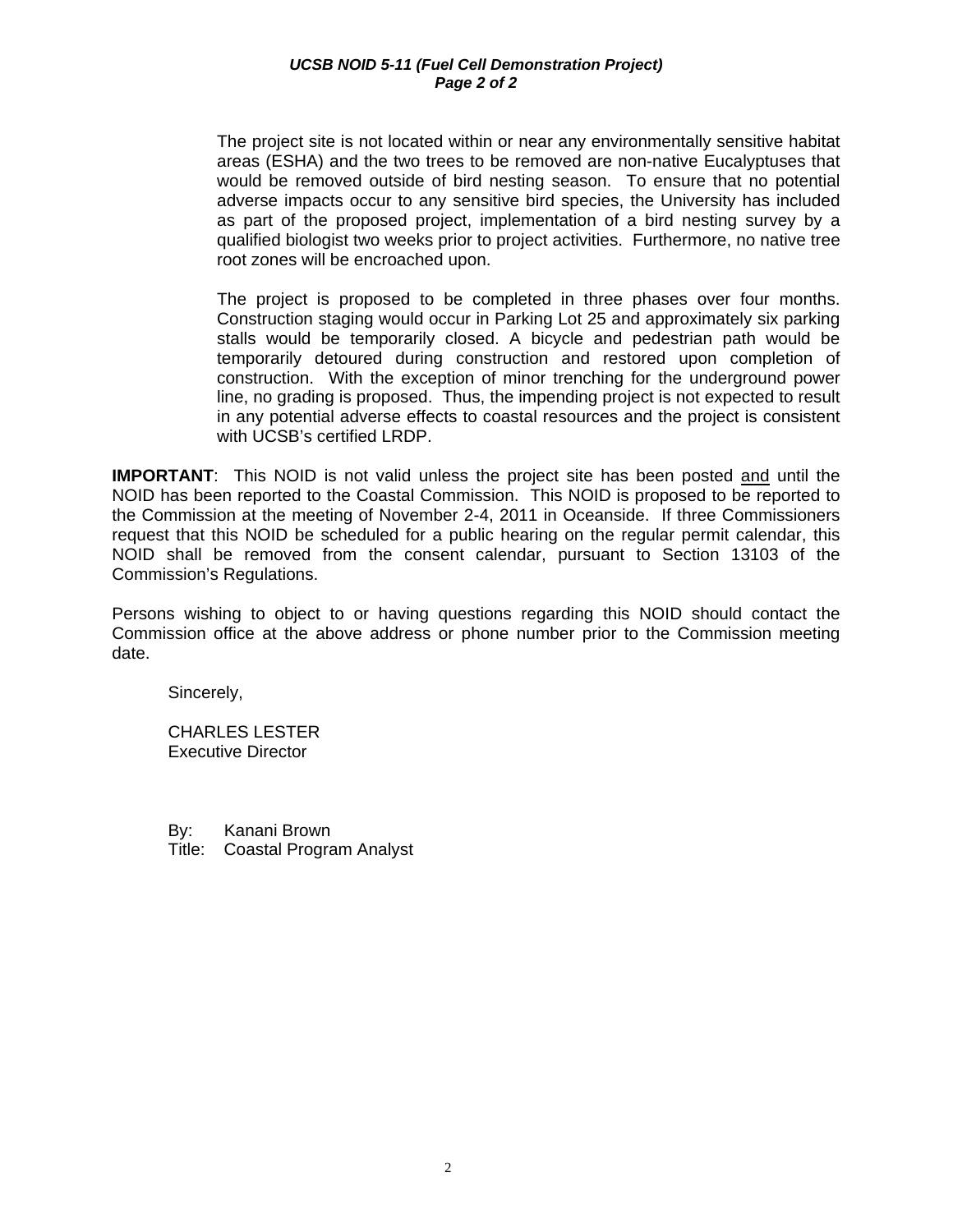The project site is not located within or near any environmentally sensitive habitat areas (ESHA) and the two trees to be removed are non-native Eucalyptuses that would be removed outside of bird nesting season. To ensure that no potential adverse impacts occur to any sensitive bird species, the University has included as part of the proposed project, implementation of a bird nesting survey by a qualified biologist two weeks prior to project activities. Furthermore, no native tree root zones will be encroached upon.

The project is proposed to be completed in three phases over four months. Construction staging would occur in Parking Lot 25 and approximately six parking stalls would be temporarily closed. A bicycle and pedestrian path would be temporarily detoured during construction and restored upon completion of construction. With the exception of minor trenching for the underground power line, no grading is proposed. Thus, the impending project is not expected to result in any potential adverse effects to coastal resources and the project is consistent with UCSB's certified LRDP.

**IMPORTANT**: This NOID is not valid unless the project site has been posted and until the NOID has been reported to the Coastal Commission. This NOID is proposed to be reported to the Commission at the meeting of November 2-4, 2011 in Oceanside. If three Commissioners request that this NOID be scheduled for a public hearing on the regular permit calendar, this NOID shall be removed from the consent calendar, pursuant to Section 13103 of the Commission's Regulations.

Persons wishing to object to or having questions regarding this NOID should contact the Commission office at the above address or phone number prior to the Commission meeting date.

Sincerely,

CHARLES LESTER
Executive Director

By: Kanani Brown
Title: Coastal Program Analyst